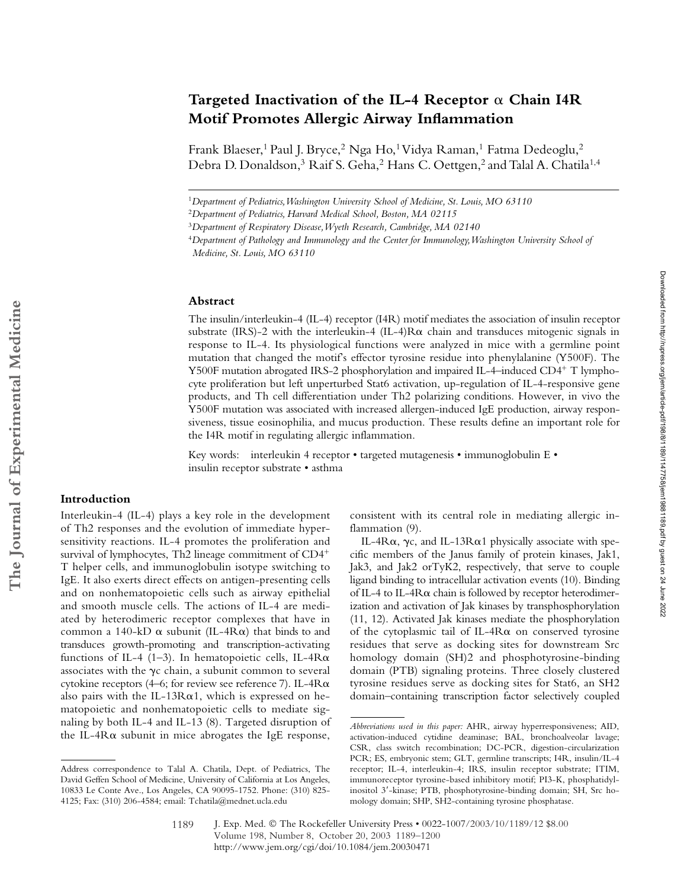# Targeted Inactivation of the IL-4 Receptor α Chain I4R Motif Promotes Allergic Airway Inflammation

Frank Blaeser,[1] Paul J. Bryce,[2] Nga Ho,[1] Vidya Raman,[1] Fatma Dedeoglu,[2] Debra D. Donaldson,[3] Raif S. Geha,[2] Hans C. Oettgen,[2] and Talal A. Chatila[1,4]

[1]*Department of Pediatrics, Washington University School of Medicine, St. Louis, MO 63110*

[2]*Department of Pediatrics, Harvard Medical School, Boston, MA 02115*

[3]*Department of Respiratory Disease, Wyeth Research, Cambridge, MA 02140*

[4]*Department of Pathology and Immunology and the Center for Immunology, Washington University School of Medicine, St. Louis, MO 63110*

## Abstract

The insulin/interleukin-4 (IL-4) receptor (I4R) motif mediates the association of insulin receptor substrate (IRS)-2 with the interleukin-4 (IL-4)Rα chain and transduces mitogenic signals in response to IL-4. Its physiological functions were analyzed in mice with a germline point mutation that changed the motif's effector tyrosine residue into phenylalanine (Y500F). The Y500F mutation abrogated IRS-2 phosphorylation and impaired IL-4–induced $CD4^+$ T lymphocyte proliferation but left unperturbed Stat6 activation, up-regulation of IL-4-responsive gene products, and Th cell differentiation under Th2 polarizing conditions. However, in vivo the Y500F mutation was associated with increased allergen-induced IgE production, airway responsiveness, tissue eosinophilia, and mucus production. These results define an important role for the I4R motif in regulating allergic inflammation.

Key words: interleukin 4 receptor • targeted mutagenesis • immunoglobulin E • insulin receptor substrate • asthma

## Introduction

Interleukin-4 (IL-4) plays a key role in the development of Th2 responses and the evolution of immediate hypersensitivity reactions. IL-4 promotes the proliferation and survival of lymphocytes, Th2 lineage commitment of $CD4^+$ T helper cells, and immunoglobulin isotype switching to IgE. It also exerts direct effects on antigen-presenting cells and on nonhematopoietic cells such as airway epithelial and smooth muscle cells. The actions of IL-4 are mediated by heterodimeric receptor complexes that have in common a 140-kD α subunit (IL-4Rα) that binds to and transduces growth-promoting and transcription-activating functions of IL-4 (1–3). In hematopoietic cells, IL-4Rα associates with the γc chain, a subunit common to several cytokine receptors (4–6; for review see reference 7). IL-4Rα also pairs with the IL-13Rα1, which is expressed on hematopoietic and nonhematopoietic cells to mediate signaling by both IL-4 and IL-13 (8). Targeted disruption of the IL-4Rα subunit in mice abrogates the IgE response, consistent with its central role in mediating allergic inflammation (9).

IL-4Rα, γc, and IL-13Rα1 physically associate with specific members of the Janus family of protein kinases, Jak1, Jak3, and Jak2 orTyK2, respectively, that serve to couple ligand binding to intracellular activation events (10). Binding of IL-4 to IL-4Rα chain is followed by receptor heterodimerization and activation of Jak kinases by transphosphorylation (11, 12). Activated Jak kinases mediate the phosphorylation of the cytoplasmic tail of IL-4Rα on conserved tyrosine residues that serve as docking sites for downstream Src homology domain (SH)2 and phosphotyrosine-binding domain (PTB) signaling proteins. Three closely clustered tyrosine residues serve as docking sites for Stat6, an SH2 domain–containing transcription factor selectively coupled

---

Address correspondence to Talal A. Chatila, Dept. of Pediatrics, The David Geffen School of Medicine, University of California at Los Angeles, 10833 Le Conte Ave., Los Angeles, CA 90095-1752. Phone: (310) 825-4125; Fax: (310) 206-4584; email: Tchatila@mednet.ucla.edu

*Abbreviations used in this paper:* AHR, airway hyperresponsiveness; AID, activation-induced cytidine deaminase; BAL, bronchoalveolar lavage; CSR, class switch recombination; DC-PCR, digestion-circularization PCR; ES, embryonic stem; GLT, germline transcripts; I4R, insulin/IL-4 receptor; IL-4, interleukin-4; IRS, insulin receptor substrate; ITIM, immunoreceptor tyrosine-based inhibitory motif; PI3-K, phosphatidylinositol 3′-kinase; PTB, phosphotyrosine-binding domain; SH, Src homology domain; SHP, SH2-containing tyrosine phosphatase.

J. Exp. Med. © The Rockefeller University Press • 0022-1007/2003/10/1189/12 $8.00
Volume 198, Number 8, October 20, 2003 1189–1200
http://www.jem.org/cgi/doi/10.1084/jem.20030471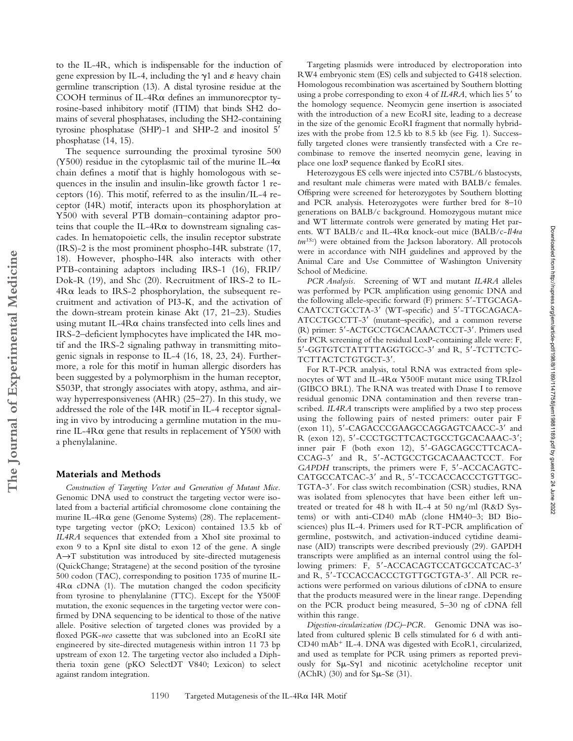to the IL-4R, which is indispensable for the induction of gene expression by IL-4, including the γ1 and ε heavy chain germline transcription (13). A distal tyrosine residue at the COOH terminus of IL-4Rα defines an immunorecptor tyrosine-based inhibitory motif (ITIM) that binds SH2 domains of several phosphatases, including the SH2-containing tyrosine phosphatase (SHP)-1 and SHP-2 and inositol 5′ phosphatase (14, 15).

The sequence surrounding the proximal tyrosine 500 (Y500) residue in the cytoplasmic tail of the murine IL-4α chain defines a motif that is highly homologous with sequences in the insulin and insulin-like growth factor 1 receptors (16). This motif, referred to as the insulin/IL-4 receptor (I4R) motif, interacts upon its phosphorylation at Y500 with several PTB domain–containing adaptor proteins that couple the IL-4Rα to downstream signaling cascades. In hematopoietic cells, the insulin receptor substrate (IRS)-2 is the most prominent phospho-I4R substrate (17, 18). However, phospho-I4R also interacts with other PTB-containing adaptors including IRS-1 (16), FRIP/Dok-R (19), and Shc (20). Recruitment of IRS-2 to IL-4Rα leads to IRS-2 phosphorylation, the subsequent recruitment and activation of PI3-K, and the activation of the down-stream protein kinase Akt (17, 21–23). Studies using mutant IL-4Rα chains transfected into cells lines and IRS-2–deficient lymphocytes have implicated the I4R motif and the IRS-2 signaling pathway in transmitting mitogenic signals in response to IL-4 (16, 18, 23, 24). Furthermore, a role for this motif in human allergic disorders has been suggested by a polymorphism in the human receptor, S503P, that strongly associates with atopy, asthma, and airway hyperresponsiveness (AHR) (25–27). In this study, we addressed the role of the I4R motif in IL-4 receptor signaling in vivo by introducing a germline mutation in the murine IL-4Rα gene that results in replacement of Y500 with a phenylalanine.

## Materials and Methods

*Construction of Targeting Vector and Generation of Mutant Mice.* Genomic DNA used to construct the targeting vector were isolated from a bacterial artificial chromosome clone containing the murine IL-4Rα gene (Genome Systems) (28). The replacement-type targeting vector (pKO; Lexicon) contained 13.5 kb of *IL4RA* sequences that extended from a XhoI site proximal to exon 9 to a KpnI site distal to exon 12 of the gene. A single A→T substitution was introduced by site-directed mutagenesis (QuickChange; Stratagene) at the second position of the tyrosine 500 codon (TAC), corresponding to position 1735 of murine IL-4Rα cDNA (1). The mutation changed the codon specificity from tyrosine to phenylalanine (TTC). Except for the Y500F mutation, the exonic sequences in the targeting vector were confirmed by DNA sequencing to be identical to those of the native allele. Positive selection of targeted clones was provided by a floxed PGK-*neo* cassette that was subcloned into an EcoRI site engineered by site-directed mutagenesis within intron 11 73 bp upstream of exon 12. The targeting vector also included a Diphtheria toxin gene (pKO SelectDT V840; Lexicon) to select against random integration.

Targeting plasmids were introduced by electroporation into RW4 embryonic stem (ES) cells and subjected to G418 selection. Homologous recombination was ascertained by Southern blotting using a probe corresponding to exon 4 of *IL4RA*, which lies 5′ to the homology sequence. Neomycin gene insertion is associated with the introduction of a new EcoRI site, leading to a decrease in the size of the genomic EcoRI fragment that normally hybridizes with the probe from 12.5 kb to 8.5 kb (see Fig. 1). Successfully targeted clones were transiently transfected with a Cre recombinase to remove the inserted neomycin gene, leaving in place one loxP sequence flanked by EcoRI sites.

Heterozygous ES cells were injected into C57BL/6 blastocysts, and resultant male chimeras were mated with BALB/c females. Offspring were screened for heterozygotes by Southern blotting and PCR analysis. Heterozygotes were further bred for 8–10 generations on BALB/c background. Homozygous mutant mice and WT littermate controls were generated by mating Het parents. WT BALB/c and IL-4Rα knock-out mice (BALB/c-*Il4ra tm1Sz*) were obtained from the Jackson laboratory. All protocols were in accordance with NIH guidelines and approved by the Animal Care and Use Committee of Washington University School of Medicine.

*PCR Analysis.* Screening of WT and mutant *IL4RA* alleles was performed by PCR amplification using genomic DNA and the following allele-specific forward (F) primers: 5′-TTGCAGA-CAATCCTGCCTA-3′ (WT-specific) and 5′-TTGCAGACA-ATCCTGCCTT-3′ (mutant–specific), and a common reverse (R) primer: 5′-ACTGCCTGCACAAACTCCT-3′. Primers used for PCR screening of the residual LoxP-containing allele were: F, 5′-GGTGTCTATTTTAGGTGCC-3′ and R, 5′-TCTTCTC-TCTTACTCTGTGCT-3′.

For RT-PCR analysis, total RNA was extracted from splenocytes of WT and IL-4Rα Y500F mutant mice using TRIzol (GIBCO BRL). The RNA was treated with Dnase I to remove residual genomic DNA contamination and then reverse transcribed. *IL4RA* transcripts were amplified by a two step process using the following pairs of nested primers: outer pair F (exon 11), 5′-CAGACCCGAAGCCAGGAGTCAACC-3′ and R (exon 12), 5′-CCCTGCTTCACTGCCTGCACAAAC-3′; inner pair F (both exon 12), 5′-GAGCAGCCTTCACA-CCAG-3′ and R, 5′-ACTGCCTGCACAAACTCCT. For *GAPDH* transcripts, the primers were F, 5′-ACCACAGTC-CATGCCATCAC-3′ and R, 5′-TCCACCACCCTGTTGC-TGTA-3′. For class switch recombination (CSR) studies, RNA was isolated from splenocytes that have been either left untreated or treated for 48 h with IL-4 at 50 ng/ml (R&D Systems) or with anti-CD40 mAb (clone HM40–3; BD Biosciences) plus IL-4. Primers used for RT-PCR amplification of germline, postswitch, and activation-induced cytidine deaminase (AID) transcripts were described previously (29). GAPDH transcripts were amplified as an internal control using the following primers: F, 5′-ACCACAGTCCATGCCATCAC-3′ and R, 5′-TCCACCACCCTGTTGCTGTA-3′. All PCR reactions were performed on various dilutions of cDNA to ensure that the products measured were in the linear range. Depending on the PCR product being measured, 5–30 ng of cDNA fell within this range.

*Digestion-circularization (DC)–PCR.* Genomic DNA was isolated from cultured splenic B cells stimulated for 6 d with anti-CD40 mAb+ IL-4. DNA was digested with EcoR1, circularized, and used as template for PCR using primers as reported previously for Sμ-Sγ1 and nicotinic acetylcholine receptor unit (AChR) (30) and for Sμ-Sε (31).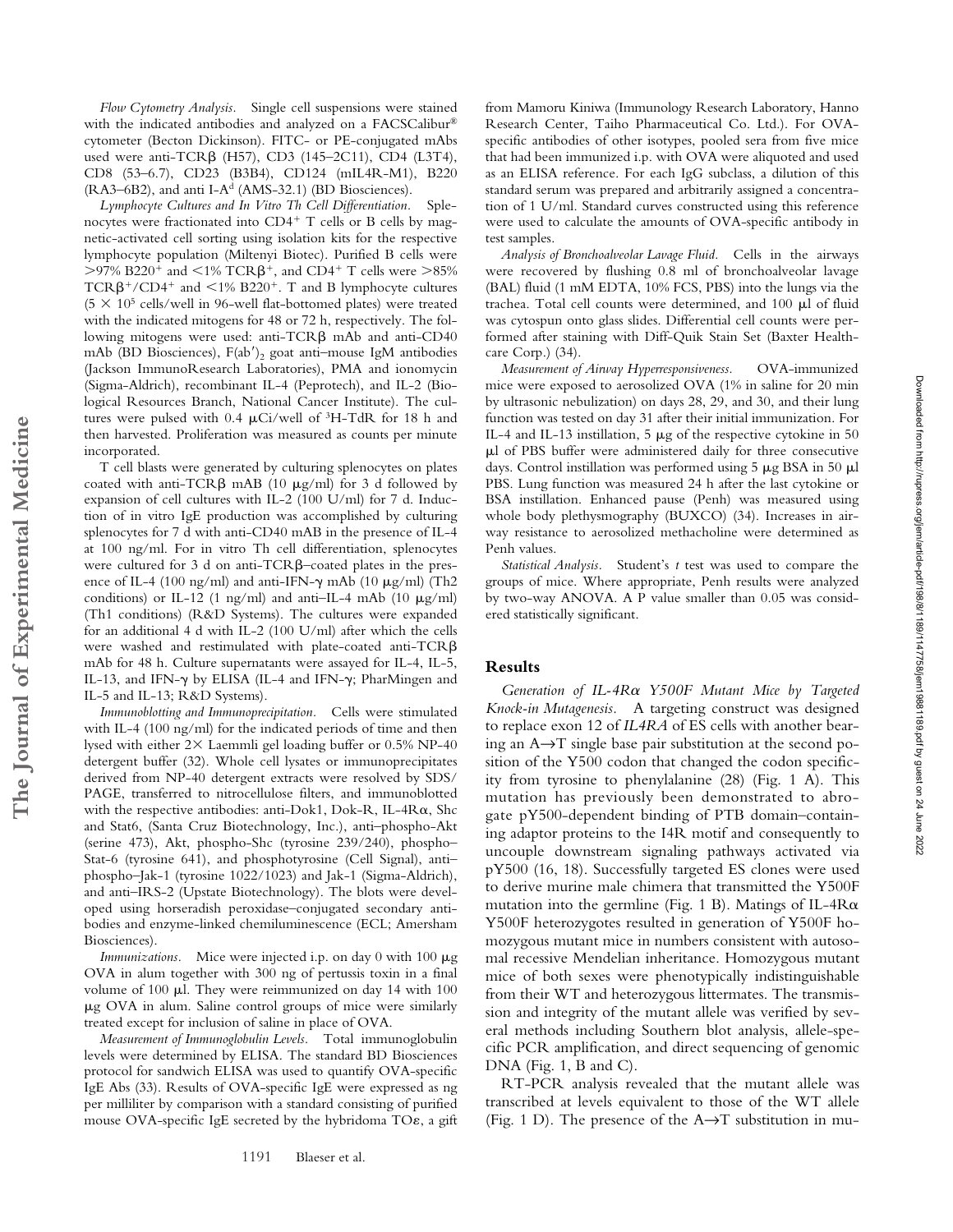*Flow Cytometry Analysis.* Single cell suspensions were stained with the indicated antibodies and analyzed on a FACSCalibur® cytometer (Becton Dickinson). FITC- or PE-conjugated mAbs used were anti-TCRβ (H57), CD3 (145–2C11), CD4 (L3T4), CD8 (53–6.7), CD23 (B3B4), CD124 (mIL4R-M1), B220 (RA3–6B2), and anti I-A$^d$ (AMS-32.1) (BD Biosciences).

*Lymphocyte Cultures and In Vitro Th Cell Differentiation.* Splenocytes were fractionated into CD4$^+$ T cells or B cells by magnetic-activated cell sorting using isolation kits for the respective lymphocyte population (Miltenyi Biotec). Purified B cells were >97% B220$^+$ and <1% TCRβ$^+$, and CD4$^+$ T cells were >85% TCRβ$^+$/CD4$^+$ and <1% B220$^+$. T and B lymphocyte cultures ($5 \times 10^5$ cells/well in 96-well flat-bottomed plates) were treated with the indicated mitogens for 48 or 72 h, respectively. The following mitogens were used: anti-TCRβ mAb and anti-CD40 mAb (BD Biosciences), F(ab′)$_2$ goat anti–mouse IgM antibodies (Jackson ImmunoResearch Laboratories), PMA and ionomycin (Sigma-Aldrich), recombinant IL-4 (Peprotech), and IL-2 (Biological Resources Branch, National Cancer Institute). The cultures were pulsed with 0.4 μCi/well of $^3$H-TdR for 18 h and then harvested. Proliferation was measured as counts per minute incorporated.

T cell blasts were generated by culturing splenocytes on plates coated with anti-TCRβ mAB (10 μg/ml) for 3 d followed by expansion of cell cultures with IL-2 (100 U/ml) for 7 d. Induction of in vitro IgE production was accomplished by culturing splenocytes for 7 d with anti-CD40 mAB in the presence of IL-4 at 100 ng/ml. For in vitro Th cell differentiation, splenocytes were cultured for 3 d on anti-TCRβ–coated plates in the presence of IL-4 (100 ng/ml) and anti-IFN-γ mAb (10 μg/ml) (Th2 conditions) or IL-12 (1 ng/ml) and anti–IL-4 mAb (10 μg/ml) (Th1 conditions) (R&D Systems). The cultures were expanded for an additional 4 d with IL-2 (100 U/ml) after which the cells were washed and restimulated with plate-coated anti-TCRβ mAb for 48 h. Culture supernatants were assayed for IL-4, IL-5, IL-13, and IFN-γ by ELISA (IL-4 and IFN-γ; PharMingen and IL-5 and IL-13; R&D Systems).

*Immunoblotting and Immunoprecipitation.* Cells were stimulated with IL-4 (100 ng/ml) for the indicated periods of time and then lysed with either 2× Laemmli gel loading buffer or 0.5% NP-40 detergent buffer (32). Whole cell lysates or immunoprecipitates derived from NP-40 detergent extracts were resolved by SDS/PAGE, transferred to nitrocellulose filters, and immunoblotted with the respective antibodies: anti-Dok1, Dok-R, IL-4Rα, Shc and Stat6, (Santa Cruz Biotechnology, Inc.), anti–phospho-Akt (serine 473), Akt, phospho-Shc (tyrosine 239/240), phospho–Stat-6 (tyrosine 641), and phosphotyrosine (Cell Signal), anti–phospho–Jak-1 (tyrosine 1022/1023) and Jak-1 (Sigma-Aldrich), and anti–IRS-2 (Upstate Biotechnology). The blots were developed using horseradish peroxidase–conjugated secondary antibodies and enzyme-linked chemiluminescence (ECL; Amersham Biosciences).

*Immunizations.* Mice were injected i.p. on day 0 with 100 μg OVA in alum together with 300 ng of pertussis toxin in a final volume of 100 μl. They were reimmunized on day 14 with 100 μg OVA in alum. Saline control groups of mice were similarly treated except for inclusion of saline in place of OVA.

*Measurement of Immunoglobulin Levels.* Total immunoglobulin levels were determined by ELISA. The standard BD Biosciences protocol for sandwich ELISA was used to quantify OVA-specific IgE Abs (33). Results of OVA-specific IgE were expressed as ng per milliliter by comparison with a standard consisting of purified mouse OVA-specific IgE secreted by the hybridoma TOε, a gift from Mamoru Kiniwa (Immunology Research Laboratory, Hanno Research Center, Taiho Pharmaceutical Co. Ltd.). For OVA-specific antibodies of other isotypes, pooled sera from five mice that had been immunized i.p. with OVA were aliquoted and used as an ELISA reference. For each IgG subclass, a dilution of this standard serum was prepared and arbitrarily assigned a concentration of 1 U/ml. Standard curves constructed using this reference were used to calculate the amounts of OVA-specific antibody in test samples.

*Analysis of Bronchoalveolar Lavage Fluid.* Cells in the airways were recovered by flushing 0.8 ml of bronchoalveolar lavage (BAL) fluid (1 mM EDTA, 10% FCS, PBS) into the lungs via the trachea. Total cell counts were determined, and 100 μl of fluid was cytospun onto glass slides. Differential cell counts were performed after staining with Diff-Quik Stain Set (Baxter Healthcare Corp.) (34).

*Measurement of Airway Hyperresponsiveness.* OVA-immunized mice were exposed to aerosolized OVA (1% in saline for 20 min by ultrasonic nebulization) on days 28, 29, and 30, and their lung function was tested on day 31 after their initial immunization. For IL-4 and IL-13 instillation, 5 μg of the respective cytokine in 50 μl of PBS buffer were administered daily for three consecutive days. Control instillation was performed using 5 μg BSA in 50 μl PBS. Lung function was measured 24 h after the last cytokine or BSA instillation. Enhanced pause (Penh) was measured using whole body plethysmography (BUXCO) (34). Increases in airway resistance to aerosolized methacholine were determined as Penh values.

*Statistical Analysis.* Student's *t* test was used to compare the groups of mice. Where appropriate, Penh results were analyzed by two-way ANOVA. A P value smaller than 0.05 was considered statistically significant.

## Results

*Generation of IL-4Rα Y500F Mutant Mice by Targeted Knock-in Mutagenesis.* A targeting construct was designed to replace exon 12 of *IL4RA* of ES cells with another bearing an A→T single base pair substitution at the second position of the Y500 codon that changed the codon specificity from tyrosine to phenylalanine (28) (Fig. 1 A). This mutation has previously been demonstrated to abrogate pY500-dependent binding of PTB domain–containing adaptor proteins to the I4R motif and consequently to uncouple downstream signaling pathways activated via pY500 (16, 18). Successfully targeted ES clones were used to derive murine male chimera that transmitted the Y500F mutation into the germline (Fig. 1 B). Matings of IL-4Rα Y500F heterozygotes resulted in generation of Y500F homozygous mutant mice in numbers consistent with autosomal recessive Mendelian inheritance. Homozygous mutant mice of both sexes were phenotypically indistinguishable from their WT and heterozygous littermates. The transmission and integrity of the mutant allele was verified by several methods including Southern blot analysis, allele-specific PCR amplification, and direct sequencing of genomic DNA (Fig. 1, B and C).

RT-PCR analysis revealed that the mutant allele was transcribed at levels equivalent to those of the WT allele (Fig. 1 D). The presence of the A→T substitution in mu-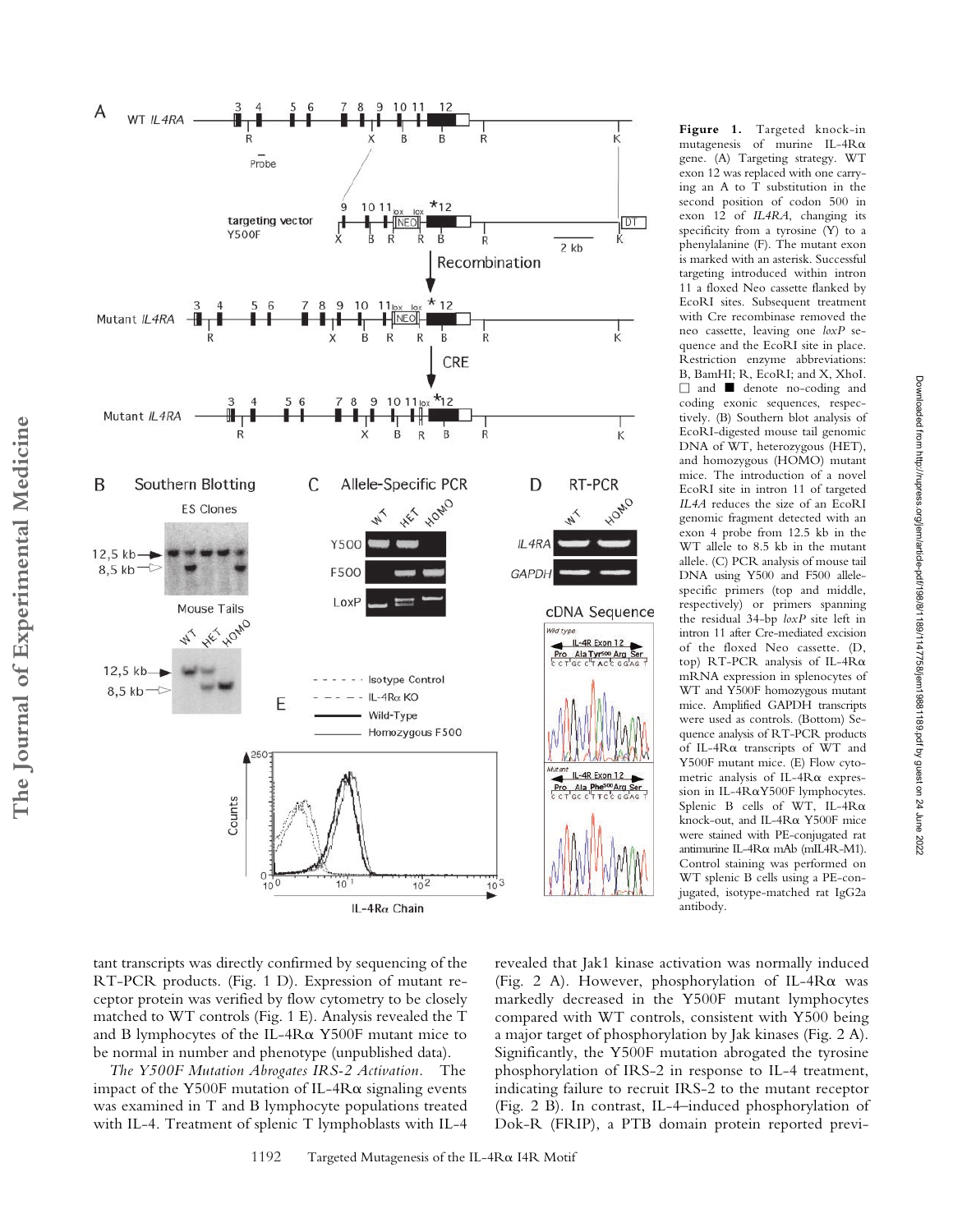**Figure 1.** Targeted knock-in mutagenesis of murine IL-4Rα gene. (A) Targeting strategy. WT exon 12 was replaced with one carrying an A to T substitution in the second position of codon 500 in exon 12 of *IL4RA*, changing its specificity from a tyrosine (Y) to a phenylalanine (F). The mutant exon is marked with an asterisk. Successful targeting introduced within intron 11 a floxed Neo cassette flanked by EcoRI sites. Subsequent treatment with Cre recombinase removed the neo cassette, leaving one *loxP* sequence and the EcoRI site in place. Restriction enzyme abbreviations: B, BamHI; R, EcoRI; and X, XhoI. □ and ■ denote no-coding and coding exonic sequences, respectively. (B) Southern blot analysis of EcoRI-digested mouse tail genomic DNA of WT, heterozygous (HET), and homozygous (HOMO) mutant mice. The introduction of a novel EcoRI site in intron 11 of targeted *IL4A* reduces the size of an EcoRI genomic fragment detected with an exon 4 probe from 12.5 kb in the WT allele to 8.5 kb in the mutant allele. (C) PCR analysis of mouse tail DNA using Y500 and F500 allele-specific primers (top and middle, respectively) or primers spanning the residual 34-bp *loxP* site left in intron 11 after Cre-mediated excision of the floxed Neo cassette. (D, top) RT-PCR analysis of IL-4Rα mRNA expression in splenocytes of WT and Y500F homozygous mutant mice. Amplified GAPDH transcripts were used as controls. (Bottom) Sequence analysis of RT-PCR products of IL-4Rα transcripts of WT and Y500F mutant mice. (E) Flow cytometric analysis of IL-4Rα expression in IL-4RαY500F lymphocytes. Splenic B cells of WT, IL-4Rα knock-out, and IL-4Rα Y500F mice were stained with PE-conjugated rat antimurine IL-4Rα mAb (mIL4R-M1). Control staining was performed on WT splenic B cells using a PE-conjugated, isotype-matched rat IgG2a antibody.

tant transcripts was directly confirmed by sequencing of the RT-PCR products. (Fig. 1 D). Expression of mutant receptor protein was verified by flow cytometry to be closely matched to WT controls (Fig. 1 E). Analysis revealed the T and B lymphocytes of the IL-4Rα Y500F mutant mice to be normal in number and phenotype (unpublished data).

*The Y500F Mutation Abrogates IRS-2 Activation.* The impact of the Y500F mutation of IL-4Rα signaling events was examined in T and B lymphocyte populations treated with IL-4. Treatment of splenic T lymphoblasts with IL-4 revealed that Jak1 kinase activation was normally induced (Fig. 2 A). However, phosphorylation of IL-4Rα was markedly decreased in the Y500F mutant lymphocytes compared with WT controls, consistent with Y500 being a major target of phosphorylation by Jak kinases (Fig. 2 A). Significantly, the Y500F mutation abrogated the tyrosine phosphorylation of IRS-2 in response to IL-4 treatment, indicating failure to recruit IRS-2 to the mutant receptor (Fig. 2 B). In contrast, IL-4–induced phosphorylation of Dok-R (FRIP), a PTB domain protein reported previ-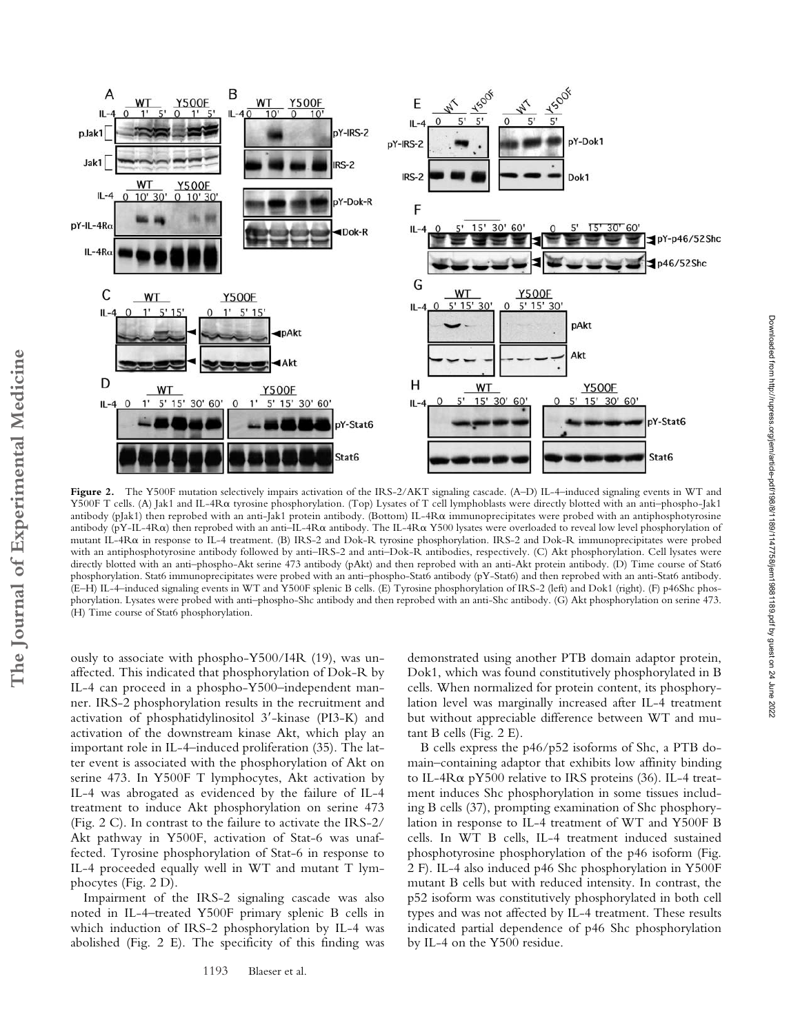**Figure 2.** The Y500F mutation selectively impairs activation of the IRS-2/AKT signaling cascade. (A–D) IL-4–induced signaling events in WT and Y500F T cells. (A) Jak1 and IL-4Rα tyrosine phosphorylation. (Top) Lysates of T cell lymphoblasts were directly blotted with an anti–phospho-Jak1 antibody (pJak1) then reprobed with an anti-Jak1 protein antibody. (Bottom) IL-4Rα immunoprecipitates were probed with an antiphosphotyrosine antibody (pY-IL-4Rα) then reprobed with an anti–IL-4Rα antibody. The IL-4Rα Y500 lysates were overloaded to reveal low level phosphorylation of mutant IL-4Rα in response to IL-4 treatment. (B) IRS-2 and Dok-R tyrosine phosphorylation. IRS-2 and Dok-R immunoprecipitates were probed with an antiphosphotyrosine antibody followed by anti–IRS-2 and anti–Dok-R antibodies, respectively. (C) Akt phosphorylation. Cell lysates were directly blotted with an anti–phospho-Akt serine 473 antibody (pAkt) and then reprobed with an anti-Akt protein antibody. (D) Time course of Stat6 phosphorylation. Stat6 immunoprecipitates were probed with an anti–phospho-Stat6 antibody (pY-Stat6) and then reprobed with an anti-Stat6 antibody. (E–H) IL-4–induced signaling events in WT and Y500F splenic B cells. (E) Tyrosine phosphorylation of IRS-2 (left) and Dok1 (right). (F) p46Shc phosphorylation. Lysates were probed with anti–phospho-Shc antibody and then reprobed with an anti-Shc antibody. (G) Akt phosphorylation on serine 473. (H) Time course of Stat6 phosphorylation.

ously to associate with phospho-Y500/I4R (19), was unaffected. This indicated that phosphorylation of Dok-R by IL-4 can proceed in a phospho-Y500–independent manner. IRS-2 phosphorylation results in the recruitment and activation of phosphatidylinositol 3′-kinase (PI3-K) and activation of the downstream kinase Akt, which play an important role in IL-4–induced proliferation (35). The latter event is associated with the phosphorylation of Akt on serine 473. In Y500F T lymphocytes, Akt activation by IL-4 was abrogated as evidenced by the failure of IL-4 treatment to induce Akt phosphorylation on serine 473 (Fig. 2 C). In contrast to the failure to activate the IRS-2/Akt pathway in Y500F, activation of Stat-6 was unaffected. Tyrosine phosphorylation of Stat-6 in response to IL-4 proceeded equally well in WT and mutant T lymphocytes (Fig. 2 D).

Impairment of the IRS-2 signaling cascade was also noted in IL-4–treated Y500F primary splenic B cells in which induction of IRS-2 phosphorylation by IL-4 was abolished (Fig. 2 E). The specificity of this finding was demonstrated using another PTB domain adaptor protein, Dok1, which was found constitutively phosphorylated in B cells. When normalized for protein content, its phosphorylation level was marginally increased after IL-4 treatment but without appreciable difference between WT and mutant B cells (Fig. 2 E).

B cells express the p46/p52 isoforms of Shc, a PTB domain–containing adaptor that exhibits low affinity binding to IL-4Rα pY500 relative to IRS proteins (36). IL-4 treatment induces Shc phosphorylation in some tissues including B cells (37), prompting examination of Shc phosphorylation in response to IL-4 treatment of WT and Y500F B cells. In WT B cells, IL-4 treatment induced sustained phosphotyrosine phosphorylation of the p46 isoform (Fig. 2 F). IL-4 also induced p46 Shc phosphorylation in Y500F mutant B cells but with reduced intensity. In contrast, the p52 isoform was constitutively phosphorylated in both cell types and was not affected by IL-4 treatment. These results indicated partial dependence of p46 Shc phosphorylation by IL-4 on the Y500 residue.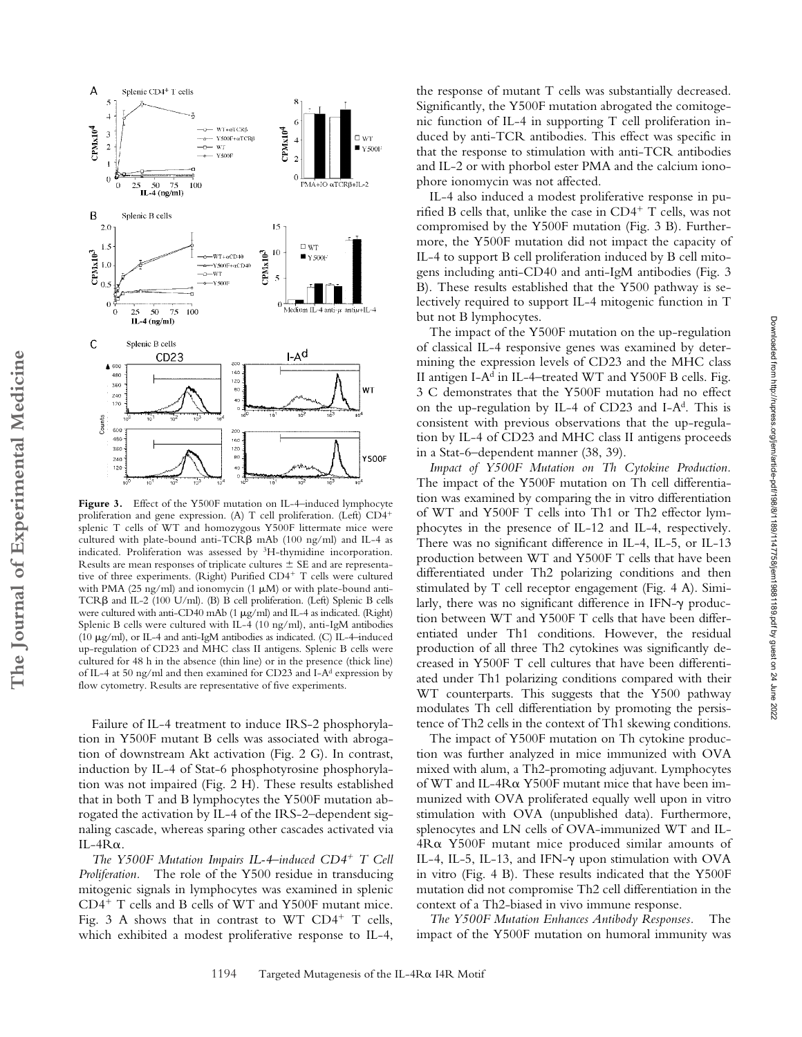**Figure 3.** Effect of the Y500F mutation on IL-4–induced lymphocyte proliferation and gene expression. (A) T cell proliferation. (Left) CD4+ splenic T cells of WT and homozygous Y500F littermate mice were cultured with plate-bound anti-TCRβ mAb (100 ng/ml) and IL-4 as indicated. Proliferation was assessed by $^{3}$H-thymidine incorporation. Results are mean responses of triplicate cultures ± SE and are representative of three experiments. (Right) Purified CD4+ T cells were cultured with PMA (25 ng/ml) and ionomycin (1 μM) or with plate-bound anti-TCRβ and IL-2 (100 U/ml). (B) B cell proliferation. (Left) Splenic B cells were cultured with anti-CD40 mAb (1 μg/ml) and IL-4 as indicated. (Right) Splenic B cells were cultured with IL-4 (10 ng/ml), anti-IgM antibodies (10 μg/ml), or IL-4 and anti-IgM antibodies as indicated. (C) IL-4–induced up-regulation of CD23 and MHC class II antigens. Splenic B cells were cultured for 48 h in the absence (thin line) or in the presence (thick line) of IL-4 at 50 ng/ml and then examined for CD23 and I-A$^{d}$ expression by flow cytometry. Results are representative of five experiments.

Failure of IL-4 treatment to induce IRS-2 phosphorylation in Y500F mutant B cells was associated with abrogation of downstream Akt activation (Fig. 2 G). In contrast, induction by IL-4 of Stat-6 phosphotyrosine phosphorylation was not impaired (Fig. 2 H). These results established that in both T and B lymphocytes the Y500F mutation abrogated the activation by IL-4 of the IRS-2–dependent signaling cascade, whereas sparing other cascades activated via IL-4Rα.

*The Y500F Mutation Impairs IL-4–induced CD4+ T Cell Proliferation.* The role of the Y500 residue in transducing mitogenic signals in lymphocytes was examined in splenic CD4+ T cells and B cells of WT and Y500F mutant mice. Fig. 3 A shows that in contrast to WT CD4+ T cells, which exhibited a modest proliferative response to IL-4, the response of mutant T cells was substantially decreased. Significantly, the Y500F mutation abrogated the comitogenic function of IL-4 in supporting T cell proliferation induced by anti-TCR antibodies. This effect was specific in that the response to stimulation with anti-TCR antibodies and IL-2 or with phorbol ester PMA and the calcium ionophore ionomycin was not affected.

IL-4 also induced a modest proliferative response in purified B cells that, unlike the case in CD4+ T cells, was not compromised by the Y500F mutation (Fig. 3 B). Furthermore, the Y500F mutation did not impact the capacity of IL-4 to support B cell proliferation induced by B cell mitogens including anti-CD40 and anti-IgM antibodies (Fig. 3 B). These results established that the Y500 pathway is selectively required to support IL-4 mitogenic function in T but not B lymphocytes.

The impact of the Y500F mutation on the up-regulation of classical IL-4 responsive genes was examined by determining the expression levels of CD23 and the MHC class II antigen I-A$^{d}$ in IL-4–treated WT and Y500F B cells. Fig. 3 C demonstrates that the Y500F mutation had no effect on the up-regulation by IL-4 of CD23 and I-A$^{d}$. This is consistent with previous observations that the up-regulation by IL-4 of CD23 and MHC class II antigens proceeds in a Stat-6–dependent manner (38, 39).

*Impact of Y500F Mutation on Th Cytokine Production.* The impact of the Y500F mutation on Th cell differentiation was examined by comparing the in vitro differentiation of WT and Y500F T cells into Th1 or Th2 effector lymphocytes in the presence of IL-12 and IL-4, respectively. There was no significant difference in IL-4, IL-5, or IL-13 production between WT and Y500F T cells that have been differentiated under Th2 polarizing conditions and then stimulated by T cell receptor engagement (Fig. 4 A). Similarly, there was no significant difference in IFN-γ production between WT and Y500F T cells that have been differentiated under Th1 conditions. However, the residual production of all three Th2 cytokines was significantly decreased in Y500F T cell cultures that have been differentiated under Th1 polarizing conditions compared with their WT counterparts. This suggests that the Y500 pathway modulates Th cell differentiation by promoting the persistence of Th2 cells in the context of Th1 skewing conditions.

The impact of Y500F mutation on Th cytokine production was further analyzed in mice immunized with OVA mixed with alum, a Th2-promoting adjuvant. Lymphocytes of WT and IL-4Rα Y500F mutant mice that have been immunized with OVA proliferated equally well upon in vitro stimulation with OVA (unpublished data). Furthermore, splenocytes and LN cells of OVA-immunized WT and IL-4Rα Y500F mutant mice produced similar amounts of IL-4, IL-5, IL-13, and IFN-γ upon stimulation with OVA in vitro (Fig. 4 B). These results indicated that the Y500F mutation did not compromise Th2 cell differentiation in the context of a Th2-biased in vivo immune response.

*The Y500F Mutation Enhances Antibody Responses.* The impact of the Y500F mutation on humoral immunity was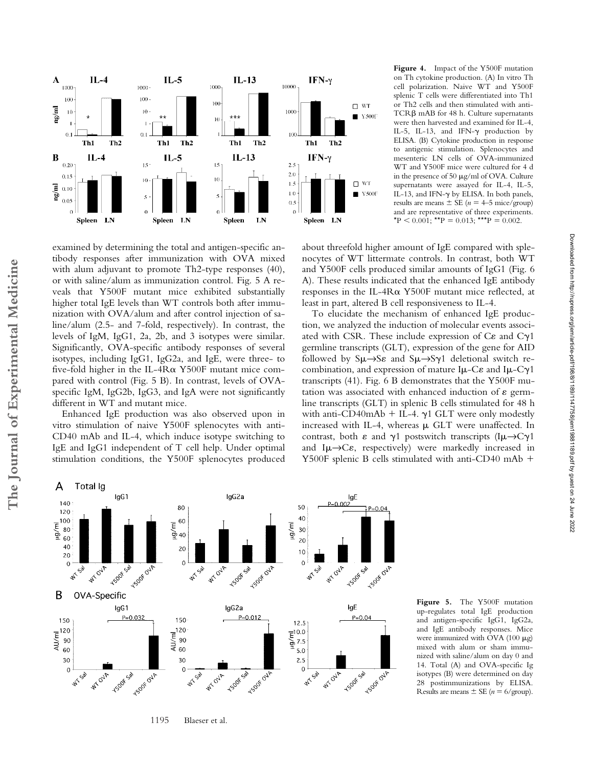**Figure 4.** Impact of the Y500F mutation on Th cytokine production. (A) In vitro Th cell polarization. Naive WT and Y500F splenic T cells were differentiated into Th1 or Th2 cells and then stimulated with anti-TCRβ mAB for 48 h. Culture supernatants were then harvested and examined for IL-4, IL-5, IL-13, and IFN-γ production by ELISA. (B) Cytokine production in response to antigenic stimulation. Splenocytes and mesenteric LN cells of OVA-immunized WT and Y500F mice were cultured for 4 d in the presence of 50 μg/ml of OVA. Culture supernatants were assayed for IL-4, IL-5, IL-13, and IFN-γ by ELISA. In both panels, results are means ± SE ($n$ = 4–5 mice/group) and are representative of three experiments. \*P < 0.001; \*\*P = 0.013; \*\*\*P = 0.002.

examined by determining the total and antigen-specific antibody responses after immunization with OVA mixed with alum adjuvant to promote Th2-type responses (40), or with saline/alum as immunization control. Fig. 5 A reveals that Y500F mutant mice exhibited substantially higher total IgE levels than WT controls both after immunization with OVA/alum and after control injection of saline/alum (2.5- and 7-fold, respectively). In contrast, the levels of IgM, IgG1, 2a, 2b, and 3 isotypes were similar. Significantly, OVA-specific antibody responses of several isotypes, including IgG1, IgG2a, and IgE, were three- to five-fold higher in the IL-4Rα Y500F mutant mice compared with control (Fig. 5 B). In contrast, levels of OVA-specific IgM, IgG2b, IgG3, and IgA were not significantly different in WT and mutant mice.

Enhanced IgE production was also observed upon in vitro stimulation of naive Y500F splenocytes with anti-CD40 mAb and IL-4, which induce isotype switching to IgE and IgG1 independent of T cell help. Under optimal stimulation conditions, the Y500F splenocytes produced about threefold higher amount of IgE compared with splenocytes of WT littermate controls. In contrast, both WT and Y500F cells produced similar amounts of IgG1 (Fig. 6 A). These results indicated that the enhanced IgE antibody responses in the IL-4Rα Y500F mutant mice reflected, at least in part, altered B cell responsiveness to IL-4.

To elucidate the mechanism of enhanced IgE production, we analyzed the induction of molecular events associated with CSR. These include expression of Cε and Cγ1 germline transcripts (GLT), expression of the gene for AID followed by Sμ→Sε and Sμ→Sγ1 deletional switch recombination, and expression of mature Iμ-Cε and Iμ-Cγ1 transcripts (41). Fig. 6 B demonstrates that the Y500F mutation was associated with enhanced induction of ε germline transcripts (GLT) in splenic B cells stimulated for 48 h with anti-CD40mAb + IL-4. γ1 GLT were only modestly increased with IL-4, whereas μ GLT were unaffected. In contrast, both ε and γ1 postswitch transcripts (Iμ→Cγ1 and Iμ→Cε, respectively) were markedly increased in Y500F splenic B cells stimulated with anti-CD40 mAb +

**Figure 5.** The Y500F mutation up-regulates total IgE production and antigen-specific IgG1, IgG2a, and IgE antibody responses. Mice were immunized with OVA (100 μg) mixed with alum or sham immunized with saline/alum on day 0 and 14. Total (A) and OVA-specific Ig isotypes (B) were determined on day 28 postimmunizations by ELISA. Results are means ± SE ($n$ = 6/group).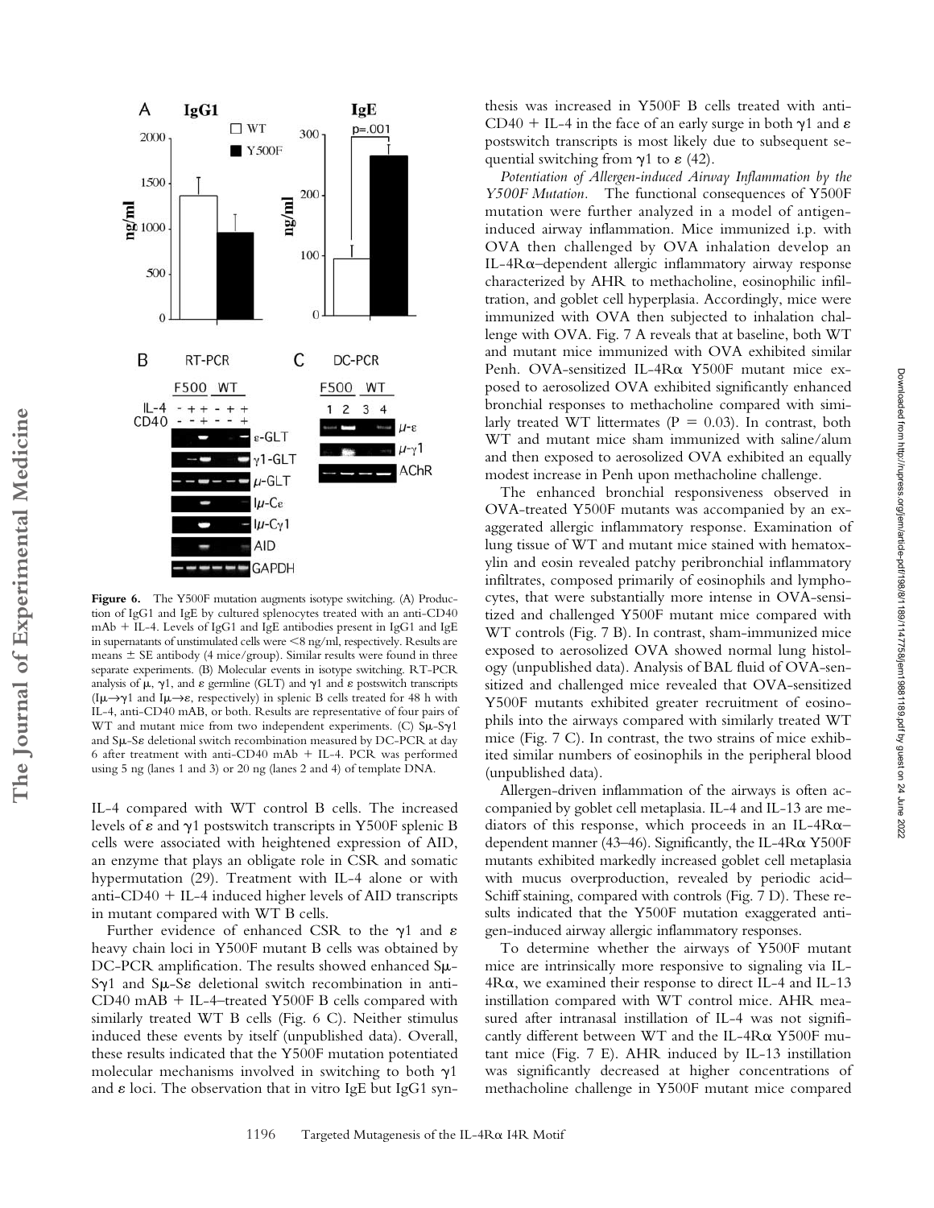**Figure 6.** The Y500F mutation augments isotype switching. (A) Production of IgG1 and IgE by cultured splenocytes treated with an anti-CD40 mAb + IL-4. Levels of IgG1 and IgE antibodies present in IgG1 and IgE in supernatants of unstimulated cells were <8 ng/ml, respectively. Results are means ± SE antibody (4 mice/group). Similar results were found in three separate experiments. (B) Molecular events in isotype switching. RT-PCR analysis of μ, γ1, and ε germline (GLT) and γ1 and ε postswitch transcripts (Iμ→γ1 and Iμ→ε, respectively) in splenic B cells treated for 48 h with IL-4, anti-CD40 mAB, or both. Results are representative of four pairs of WT and mutant mice from two independent experiments. (C) Sμ-Sγ1 and Sμ-Sε deletional switch recombination measured by DC-PCR at day 6 after treatment with anti-CD40 mAb + IL-4. PCR was performed using 5 ng (lanes 1 and 3) or 20 ng (lanes 2 and 4) of template DNA.

IL-4 compared with WT control B cells. The increased levels of ε and γ1 postswitch transcripts in Y500F splenic B cells were associated with heightened expression of AID, an enzyme that plays an obligate role in CSR and somatic hypermutation (29). Treatment with IL-4 alone or with anti-CD40 + IL-4 induced higher levels of AID transcripts in mutant compared with WT B cells.

Further evidence of enhanced CSR to the γ1 and ε heavy chain loci in Y500F mutant B cells was obtained by DC-PCR amplification. The results showed enhanced Sμ-Sγ1 and Sμ-Sε deletional switch recombination in anti-CD40 mAB + IL-4–treated Y500F B cells compared with similarly treated WT B cells (Fig. 6 C). Neither stimulus induced these events by itself (unpublished data). Overall, these results indicated that the Y500F mutation potentiated molecular mechanisms involved in switching to both γ1 and ε loci. The observation that in vitro IgE but IgG1 synthesis was increased in Y500F B cells treated with anti-CD40 + IL-4 in the face of an early surge in both γ1 and ε postswitch transcripts is most likely due to subsequent sequential switching from γ1 to ε (42).

*Potentiation of Allergen-induced Airway Inflammation by the Y500F Mutation.* The functional consequences of Y500F mutation were further analyzed in a model of antigen-induced airway inflammation. Mice immunized i.p. with OVA then challenged by OVA inhalation develop an IL-4Rα–dependent allergic inflammatory airway response characterized by AHR to methacholine, eosinophilic infiltration, and goblet cell hyperplasia. Accordingly, mice were immunized with OVA then subjected to inhalation challenge with OVA. Fig. 7 A reveals that at baseline, both WT and mutant mice immunized with OVA exhibited similar Penh. OVA-sensitized IL-4Rα Y500F mutant mice exposed to aerosolized OVA exhibited significantly enhanced bronchial responses to methacholine compared with similarly treated WT littermates ($P = 0.03$). In contrast, both WT and mutant mice sham immunized with saline/alum and then exposed to aerosolized OVA exhibited an equally modest increase in Penh upon methacholine challenge.

The enhanced bronchial responsiveness observed in OVA-treated Y500F mutants was accompanied by an exaggerated allergic inflammatory response. Examination of lung tissue of WT and mutant mice stained with hematoxylin and eosin revealed patchy peribronchial inflammatory infiltrates, composed primarily of eosinophils and lymphocytes, that were substantially more intense in OVA-sensitized and challenged Y500F mutant mice compared with WT controls (Fig. 7 B). In contrast, sham-immunized mice exposed to aerosolized OVA showed normal lung histology (unpublished data). Analysis of BAL fluid of OVA-sensitized and challenged mice revealed that OVA-sensitized Y500F mutants exhibited greater recruitment of eosinophils into the airways compared with similarly treated WT mice (Fig. 7 C). In contrast, the two strains of mice exhibited similar numbers of eosinophils in the peripheral blood (unpublished data).

Allergen-driven inflammation of the airways is often accompanied by goblet cell metaplasia. IL-4 and IL-13 are mediators of this response, which proceeds in an IL-4Rα–dependent manner (43–46). Significantly, the IL-4Rα Y500F mutants exhibited markedly increased goblet cell metaplasia with mucus overproduction, revealed by periodic acid–Schiff staining, compared with controls (Fig. 7 D). These results indicated that the Y500F mutation exaggerated antigen-induced airway allergic inflammatory responses.

To determine whether the airways of Y500F mutant mice are intrinsically more responsive to signaling via IL-4Rα, we examined their response to direct IL-4 and IL-13 instillation compared with WT control mice. AHR measured after intranasal instillation of IL-4 was not significantly different between WT and the IL-4Rα Y500F mutant mice (Fig. 7 E). AHR induced by IL-13 instillation was significantly decreased at higher concentrations of methacholine challenge in Y500F mutant mice compared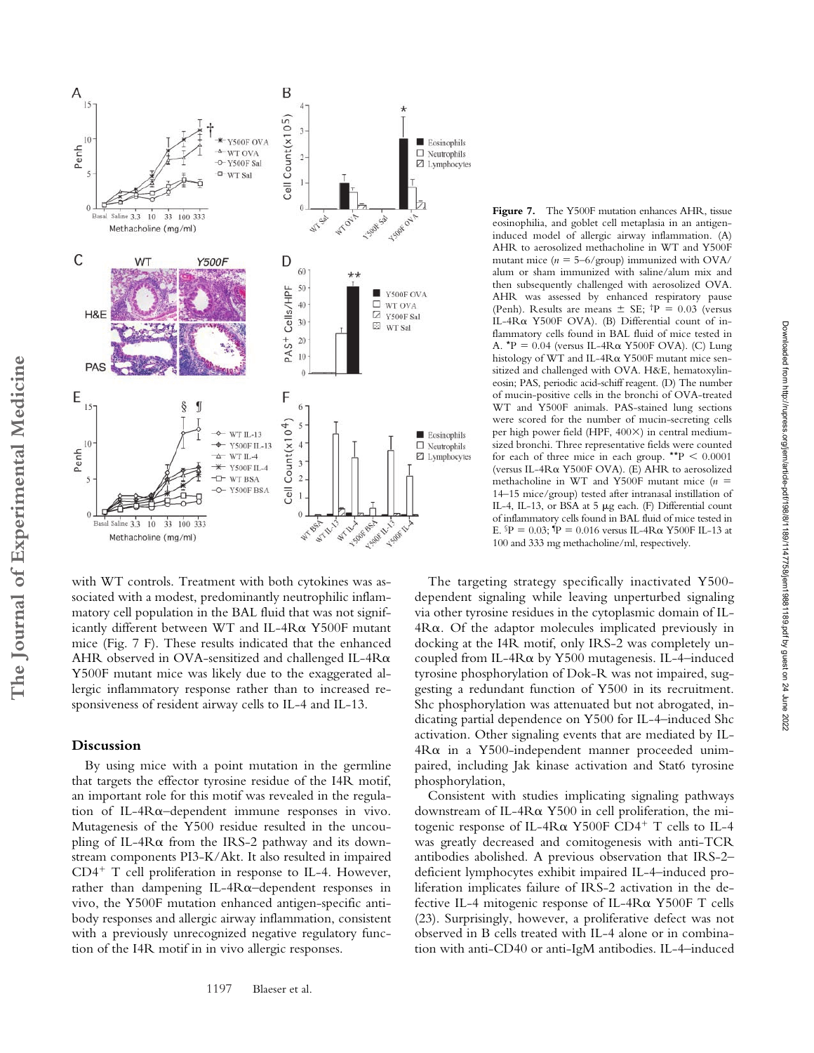**Figure 7.** The Y500F mutation enhances AHR, tissue eosinophilia, and goblet cell metaplasia in an antigen-induced model of allergic airway inflammation. (A) AHR to aerosolized methacholine in WT and Y500F mutant mice ($n$ = 5–6/group) immunized with OVA/alum or sham immunized with saline/alum mix and then subsequently challenged with aerosolized OVA. AHR was assessed by enhanced respiratory pause (Penh). Results are means ± SE; †P = 0.03 (versus IL-4Rα Y500F OVA). (B) Differential count of inflammatory cells found in BAL fluid of mice tested in A. *P = 0.04 (versus IL-4Rα Y500F OVA). (C) Lung histology of WT and IL-4Rα Y500F mutant mice sensitized and challenged with OVA. H&E, hematoxylin-eosin; PAS, periodic acid-schiff reagent. (D) The number of mucin-positive cells in the bronchi of OVA-treated WT and Y500F animals. PAS-stained lung sections were scored for the number of mucin-secreting cells per high power field (HPF, 400×) in central medium-sized bronchi. Three representative fields were counted for each of three mice in each group. **P < 0.0001 (versus IL-4Rα Y500F OVA). (E) AHR to aerosolized methacholine in WT and Y500F mutant mice ($n$ = 14–15 mice/group) tested after intranasal instillation of IL-4, IL-13, or BSA at 5 μg each. (F) Differential count of inflammatory cells found in BAL fluid of mice tested in E. §P = 0.03; ¶P = 0.016 versus IL-4Rα Y500F IL-13 at 100 and 333 mg methacholine/ml, respectively.

with WT controls. Treatment with both cytokines was associated with a modest, predominantly neutrophilic inflammatory cell population in the BAL fluid that was not significantly different between WT and IL-4Rα Y500F mutant mice (Fig. 7 F). These results indicated that the enhanced AHR observed in OVA-sensitized and challenged IL-4Rα Y500F mutant mice was likely due to the exaggerated allergic inflammatory response rather than to increased responsiveness of resident airway cells to IL-4 and IL-13.

## Discussion

By using mice with a point mutation in the germline that targets the effector tyrosine residue of the I4R motif, an important role for this motif was revealed in the regulation of IL-4Rα–dependent immune responses in vivo. Mutagenesis of the Y500 residue resulted in the uncoupling of IL-4Rα from the IRS-2 pathway and its downstream components PI3-K/Akt. It also resulted in impaired $CD4^+$ T cell proliferation in response to IL-4. However, rather than dampening IL-4Rα–dependent responses in vivo, the Y500F mutation enhanced antigen-specific antibody responses and allergic airway inflammation, consistent with a previously unrecognized negative regulatory function of the I4R motif in in vivo allergic responses.

The targeting strategy specifically inactivated Y500-dependent signaling while leaving unperturbed signaling via other tyrosine residues in the cytoplasmic domain of IL-4Rα. Of the adaptor molecules implicated previously in docking at the I4R motif, only IRS-2 was completely uncoupled from IL-4Rα by Y500 mutagenesis. IL-4–induced tyrosine phosphorylation of Dok-R was not impaired, suggesting a redundant function of Y500 in its recruitment. Shc phosphorylation was attenuated but not abrogated, indicating partial dependence on Y500 for IL-4–induced Shc activation. Other signaling events that are mediated by IL-4Rα in a Y500-independent manner proceeded unimpaired, including Jak kinase activation and Stat6 tyrosine phosphorylation,

Consistent with studies implicating signaling pathways downstream of IL-4Rα Y500 in cell proliferation, the mitogenic response of IL-4Rα Y500F $CD4^+$ T cells to IL-4 was greatly decreased and comitogenesis with anti-TCR antibodies abolished. A previous observation that IRS-2–deficient lymphocytes exhibit impaired IL-4–induced proliferation implicates failure of IRS-2 activation in the defective IL-4 mitogenic response of IL-4Rα Y500F T cells (23). Surprisingly, however, a proliferative defect was not observed in B cells treated with IL-4 alone or in combination with anti-CD40 or anti-IgM antibodies. IL-4–induced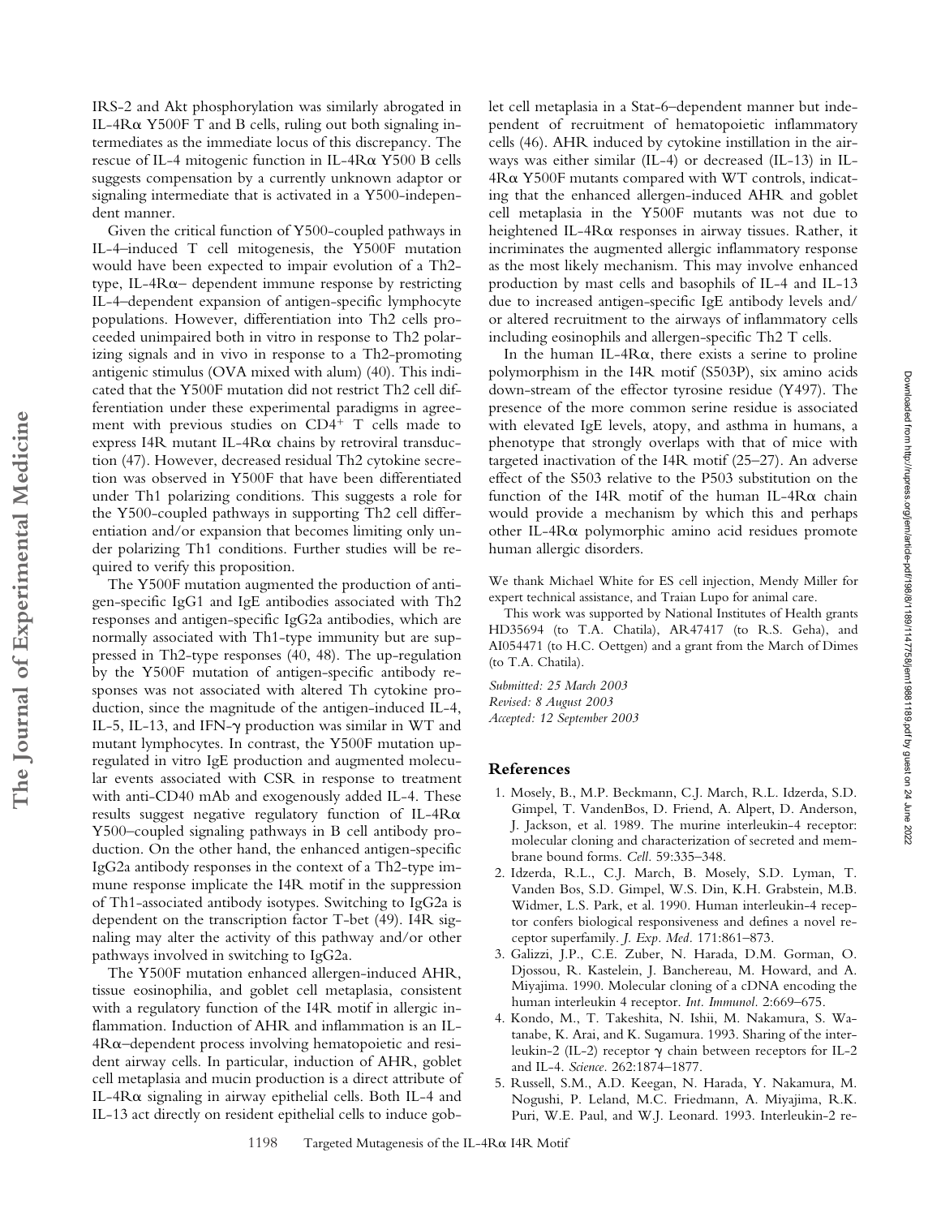IRS-2 and Akt phosphorylation was similarly abrogated in IL-4Rα Y500F T and B cells, ruling out both signaling intermediates as the immediate locus of this discrepancy. The rescue of IL-4 mitogenic function in IL-4Rα Y500 B cells suggests compensation by a currently unknown adaptor or signaling intermediate that is activated in a Y500-independent manner.

Given the critical function of Y500-coupled pathways in IL-4–induced T cell mitogenesis, the Y500F mutation would have been expected to impair evolution of a Th2-type, IL-4Rα– dependent immune response by restricting IL-4–dependent expansion of antigen-specific lymphocyte populations. However, differentiation into Th2 cells proceeded unimpaired both in vitro in response to Th2 polarizing signals and in vivo in response to a Th2-promoting antigenic stimulus (OVA mixed with alum) (40). This indicated that the Y500F mutation did not restrict Th2 cell differentiation under these experimental paradigms in agreement with previous studies on $CD4^+$ T cells made to express I4R mutant IL-4Rα chains by retroviral transduction (47). However, decreased residual Th2 cytokine secretion was observed in Y500F that have been differentiated under Th1 polarizing conditions. This suggests a role for the Y500-coupled pathways in supporting Th2 cell differentiation and/or expansion that becomes limiting only under polarizing Th1 conditions. Further studies will be required to verify this proposition.

The Y500F mutation augmented the production of antigen-specific IgG1 and IgE antibodies associated with Th2 responses and antigen-specific IgG2a antibodies, which are normally associated with Th1-type immunity but are suppressed in Th2-type responses (40, 48). The up-regulation by the Y500F mutation of antigen-specific antibody responses was not associated with altered Th cytokine production, since the magnitude of the antigen-induced IL-4, IL-5, IL-13, and IFN-γ production was similar in WT and mutant lymphocytes. In contrast, the Y500F mutation up-regulated in vitro IgE production and augmented molecular events associated with CSR in response to treatment with anti-CD40 mAb and exogenously added IL-4. These results suggest negative regulatory function of IL-4Rα Y500–coupled signaling pathways in B cell antibody production. On the other hand, the enhanced antigen-specific IgG2a antibody responses in the context of a Th2-type immune response implicate the I4R motif in the suppression of Th1-associated antibody isotypes. Switching to IgG2a is dependent on the transcription factor T-bet (49). I4R signaling may alter the activity of this pathway and/or other pathways involved in switching to IgG2a.

The Y500F mutation enhanced allergen-induced AHR, tissue eosinophilia, and goblet cell metaplasia, consistent with a regulatory function of the I4R motif in allergic inflammation. Induction of AHR and inflammation is an IL-4Rα–dependent process involving hematopoietic and resident airway cells. In particular, induction of AHR, goblet cell metaplasia and mucin production is a direct attribute of IL-4Rα signaling in airway epithelial cells. Both IL-4 and IL-13 act directly on resident epithelial cells to induce goblet cell metaplasia in a Stat-6–dependent manner but independent of recruitment of hematopoietic inflammatory cells (46). AHR induced by cytokine instillation in the airways was either similar (IL-4) or decreased (IL-13) in IL-4Rα Y500F mutants compared with WT controls, indicating that the enhanced allergen-induced AHR and goblet cell metaplasia in the Y500F mutants was not due to heightened IL-4Rα responses in airway tissues. Rather, it incriminates the augmented allergic inflammatory response as the most likely mechanism. This may involve enhanced production by mast cells and basophils of IL-4 and IL-13 due to increased antigen-specific IgE antibody levels and/or altered recruitment to the airways of inflammatory cells including eosinophils and allergen-specific Th2 T cells.

In the human IL-4Rα, there exists a serine to proline polymorphism in the I4R motif (S503P), six amino acids down-stream of the effector tyrosine residue (Y497). The presence of the more common serine residue is associated with elevated IgE levels, atopy, and asthma in humans, a phenotype that strongly overlaps with that of mice with targeted inactivation of the I4R motif (25–27). An adverse effect of the S503 relative to the P503 substitution on the function of the I4R motif of the human IL-4Rα chain would provide a mechanism by which this and perhaps other IL-4Rα polymorphic amino acid residues promote human allergic disorders.

We thank Michael White for ES cell injection, Mendy Miller for expert technical assistance, and Traian Lupo for animal care.

This work was supported by National Institutes of Health grants HD35694 (to T.A. Chatila), AR47417 (to R.S. Geha), and AI054471 (to H.C. Oettgen) and a grant from the March of Dimes (to T.A. Chatila).

*Submitted: 25 March 2003*
*Revised: 8 August 2003*
*Accepted: 12 September 2003*

## References

1. Mosely, B., M.P. Beckmann, C.J. March, R.L. Idzerda, S.D. Gimpel, T. VandenBos, D. Friend, A. Alpert, D. Anderson, J. Jackson, et al. 1989. The murine interleukin-4 receptor: molecular cloning and characterization of secreted and membrane bound forms. *Cell.* 59:335–348.
2. Idzerda, R.L., C.J. March, B. Mosely, S.D. Lyman, T. Vanden Bos, S.D. Gimpel, W.S. Din, K.H. Grabstein, M.B. Widmer, L.S. Park, et al. 1990. Human interleukin-4 receptor confers biological responsiveness and defines a novel receptor superfamily. *J. Exp. Med.* 171:861–873.
3. Galizzi, J.P., C.E. Zuber, N. Harada, D.M. Gorman, O. Djossou, R. Kastelein, J. Banchereau, M. Howard, and A. Miyajima. 1990. Molecular cloning of a cDNA encoding the human interleukin 4 receptor. *Int. Immunol.* 2:669–675.
4. Kondo, M., T. Takeshita, N. Ishii, M. Nakamura, S. Watanabe, K. Arai, and K. Sugamura. 1993. Sharing of the interleukin-2 (IL-2) receptor γ chain between receptors for IL-2 and IL-4. *Science.* 262:1874–1877.
5. Russell, S.M., A.D. Keegan, N. Harada, Y. Nakamura, M. Noguchi, P. Leland, M.C. Friedmann, A. Miyajima, R.K. Puri, W.E. Paul, and W.J. Leonard. 1993. Interleukin-2 re-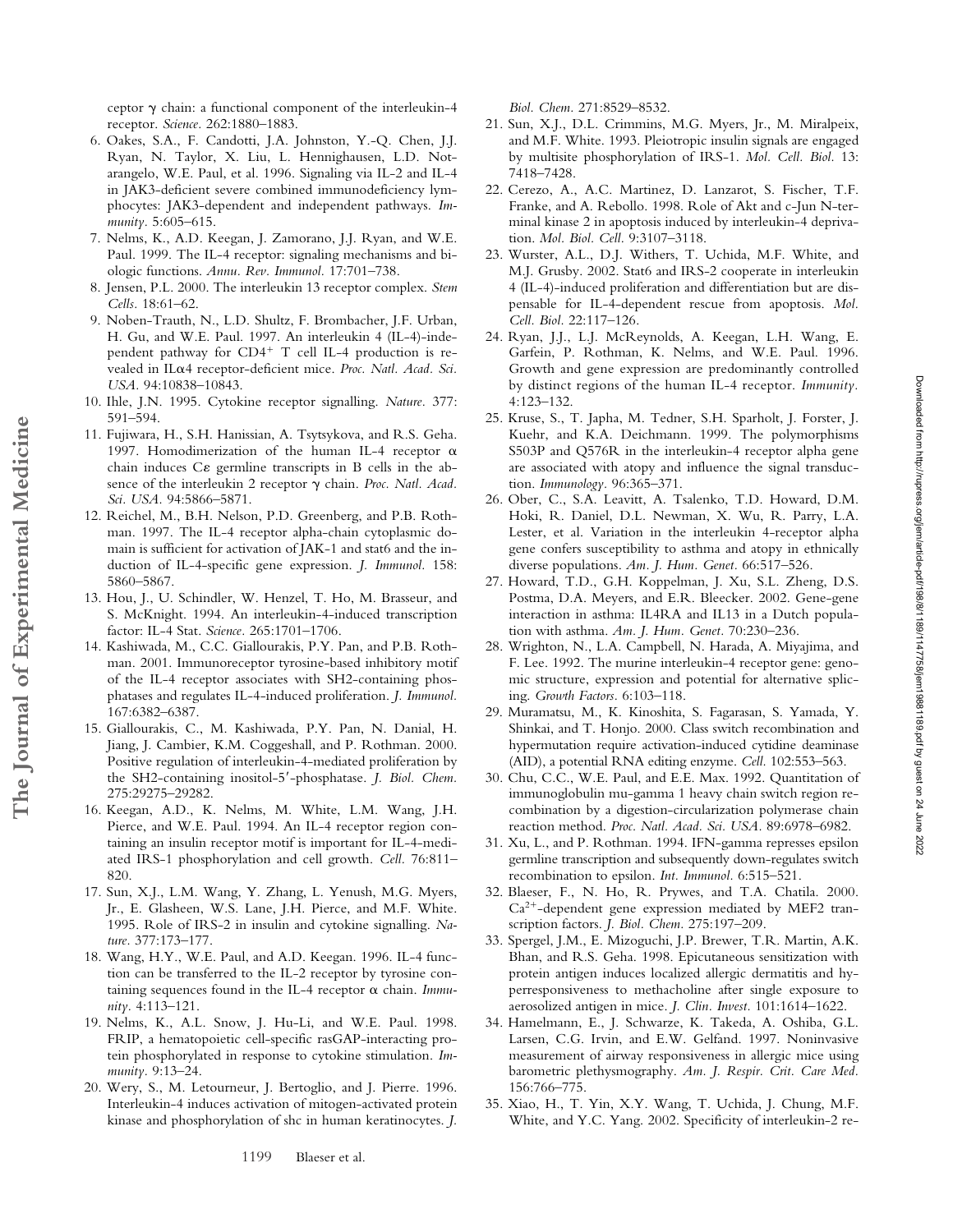ceptor γ chain: a functional component of the interleukin-4 receptor. *Science.* 262:1880–1883.

6. Oakes, S.A., F. Candotti, J.A. Johnston, Y.-Q. Chen, J.J. Ryan, N. Taylor, X. Liu, L. Hennighausen, L.D. Notarangelo, W.E. Paul, et al. 1996. Signaling via IL-2 and IL-4 in JAK3-deficient severe combined immunodeficiency lymphocytes: JAK3-dependent and independent pathways. *Immunity.* 5:605–615.
7. Nelms, K., A.D. Keegan, J. Zamorano, J.J. Ryan, and W.E. Paul. 1999. The IL-4 receptor: signaling mechanisms and biologic functions. *Annu. Rev. Immunol.* 17:701–738.
8. Jensen, P.L. 2000. The interleukin 13 receptor complex. *Stem Cells.* 18:61–62.
9. Noben-Trauth, N., L.D. Shultz, F. Brombacher, J.F. Urban, H. Gu, and W.E. Paul. 1997. An interleukin 4 (IL-4)-independent pathway for CD4$^{+}$ T cell IL-4 production is revealed in ILα4 receptor-deficient mice. *Proc. Natl. Acad. Sci. USA.* 94:10838–10843.
10. Ihle, J.N. 1995. Cytokine receptor signalling. *Nature.* 377: 591–594.
11. Fujiwara, H., S.H. Hanissian, A. Tsytsykova, and R.S. Geha. 1997. Homodimerization of the human IL-4 receptor α chain induces Cε germline transcripts in B cells in the absence of the interleukin 2 receptor γ chain. *Proc. Natl. Acad. Sci. USA.* 94:5866–5871.
12. Reichel, M., B.H. Nelson, P.D. Greenberg, and P.B. Rothman. 1997. The IL-4 receptor alpha-chain cytoplasmic domain is sufficient for activation of JAK-1 and stat6 and the induction of IL-4-specific gene expression. *J. Immunol.* 158: 5860–5867.
13. Hou, J., U. Schindler, W. Henzel, T. Ho, M. Brasseur, and S. McKnight. 1994. An interleukin-4-induced transcription factor: IL-4 Stat. *Science.* 265:1701–1706.
14. Kashiwada, M., C.C. Giallourakis, P.Y. Pan, and P.B. Rothman. 2001. Immunoreceptor tyrosine-based inhibitory motif of the IL-4 receptor associates with SH2-containing phosphatases and regulates IL-4-induced proliferation. *J. Immunol.* 167:6382–6387.
15. Giallourakis, C., M. Kashiwada, P.Y. Pan, N. Danial, H. Jiang, J. Cambier, K.M. Coggeshall, and P. Rothman. 2000. Positive regulation of interleukin-4-mediated proliferation by the SH2-containing inositol-5′-phosphatase. *J. Biol. Chem.* 275:29275–29282.
16. Keegan, A.D., K. Nelms, M. White, L.M. Wang, J.H. Pierce, and W.E. Paul. 1994. An IL-4 receptor region containing an insulin receptor motif is important for IL-4-mediated IRS-1 phosphorylation and cell growth. *Cell.* 76:811–820.
17. Sun, X.J., L.M. Wang, Y. Zhang, L. Yenush, M.G. Myers, Jr., E. Glasheen, W.S. Lane, J.H. Pierce, and M.F. White. 1995. Role of IRS-2 in insulin and cytokine signalling. *Nature.* 377:173–177.
18. Wang, H.Y., W.E. Paul, and A.D. Keegan. 1996. IL-4 function can be transferred to the IL-2 receptor by tyrosine containing sequences found in the IL-4 receptor α chain. *Immunity.* 4:113–121.
19. Nelms, K., A.L. Snow, J. Hu-Li, and W.E. Paul. 1998. FRIP, a hematopoietic cell-specific rasGAP-interacting protein phosphorylated in response to cytokine stimulation. *Immunity.* 9:13–24.
20. Wery, S., M. Letourneur, J. Bertoglio, and J. Pierre. 1996. Interleukin-4 induces activation of mitogen-activated protein kinase and phosphorylation of shc in human keratinocytes. *J. Biol. Chem.* 271:8529–8532.
21. Sun, X.J., D.L. Crimmins, M.G. Myers, Jr., M. Miralpeix, and M.F. White. 1993. Pleiotropic insulin signals are engaged by multisite phosphorylation of IRS-1. *Mol. Cell. Biol.* 13: 7418–7428.
22. Cerezo, A., A.C. Martinez, D. Lanzarot, S. Fischer, T.F. Franke, and A. Rebollo. 1998. Role of Akt and c-Jun N-terminal kinase 2 in apoptosis induced by interleukin-4 deprivation. *Mol. Biol. Cell.* 9:3107–3118.
23. Wurster, A.L., D.J. Withers, T. Uchida, M.F. White, and M.J. Grusby. 2002. Stat6 and IRS-2 cooperate in interleukin 4 (IL-4)-induced proliferation and differentiation but are dispensable for IL-4-dependent rescue from apoptosis. *Mol. Cell. Biol.* 22:117–126.
24. Ryan, J.J., L.J. McReynolds, A. Keegan, L.H. Wang, E. Garfein, P. Rothman, K. Nelms, and W.E. Paul. 1996. Growth and gene expression are predominantly controlled by distinct regions of the human IL-4 receptor. *Immunity.* 4:123–132.
25. Kruse, S., T. Japha, M. Tedner, S.H. Sparholt, J. Forster, J. Kuehr, and K.A. Deichmann. 1999. The polymorphisms S503P and Q576R in the interleukin-4 receptor alpha gene are associated with atopy and influence the signal transduction. *Immunology.* 96:365–371.
26. Ober, C., S.A. Leavitt, A. Tsalenko, T.D. Howard, D.M. Hoki, R. Daniel, D.L. Newman, X. Wu, R. Parry, L.A. Lester, et al. Variation in the interleukin 4-receptor alpha gene confers susceptibility to asthma and atopy in ethnically diverse populations. *Am. J. Hum. Genet.* 66:517–526.
27. Howard, T.D., G.H. Koppelman, J. Xu, S.L. Zheng, D.S. Postma, D.A. Meyers, and E.R. Bleecker. 2002. Gene-gene interaction in asthma: IL4RA and IL13 in a Dutch population with asthma. *Am. J. Hum. Genet.* 70:230–236.
28. Wrighton, N., L.A. Campbell, N. Harada, A. Miyajima, and F. Lee. 1992. The murine interleukin-4 receptor gene: genomic structure, expression and potential for alternative splicing. *Growth Factors.* 6:103–118.
29. Muramatsu, M., K. Kinoshita, S. Fagarasan, S. Yamada, Y. Shinkai, and T. Honjo. 2000. Class switch recombination and hypermutation require activation-induced cytidine deaminase (AID), a potential RNA editing enzyme. *Cell.* 102:553–563.
30. Chu, C.C., W.E. Paul, and E.E. Max. 1992. Quantitation of immunoglobulin mu-gamma 1 heavy chain switch region recombination by a digestion-circularization polymerase chain reaction method. *Proc. Natl. Acad. Sci. USA.* 89:6978–6982.
31. Xu, L., and P. Rothman. 1994. IFN-gamma represses epsilon germline transcription and subsequently down-regulates switch recombination to epsilon. *Int. Immunol.* 6:515–521.
32. Blaeser, F., N. Ho, R. Prywes, and T.A. Chatila. 2000. $Ca^{2+}$-dependent gene expression mediated by MEF2 transcription factors. *J. Biol. Chem.* 275:197–209.
33. Spergel, J.M., E. Mizoguchi, J.P. Brewer, T.R. Martin, A.K. Bhan, and R.S. Geha. 1998. Epicutaneous sensitization with protein antigen induces localized allergic dermatitis and hyperresponsiveness to methacholine after single exposure to aerosolized antigen in mice. *J. Clin. Invest.* 101:1614–1622.
34. Hamelmann, E., J. Schwarze, K. Takeda, A. Oshiba, G.L. Larsen, C.G. Irvin, and E.W. Gelfand. 1997. Noninvasive measurement of airway responsiveness in allergic mice using barometric plethysmography. *Am. J. Respir. Crit. Care Med.* 156:766–775.
35. Xiao, H., T. Yin, X.Y. Wang, T. Uchida, J. Chung, M.F. White, and Y.C. Yang. 2002. Specificity of interleukin-2 re-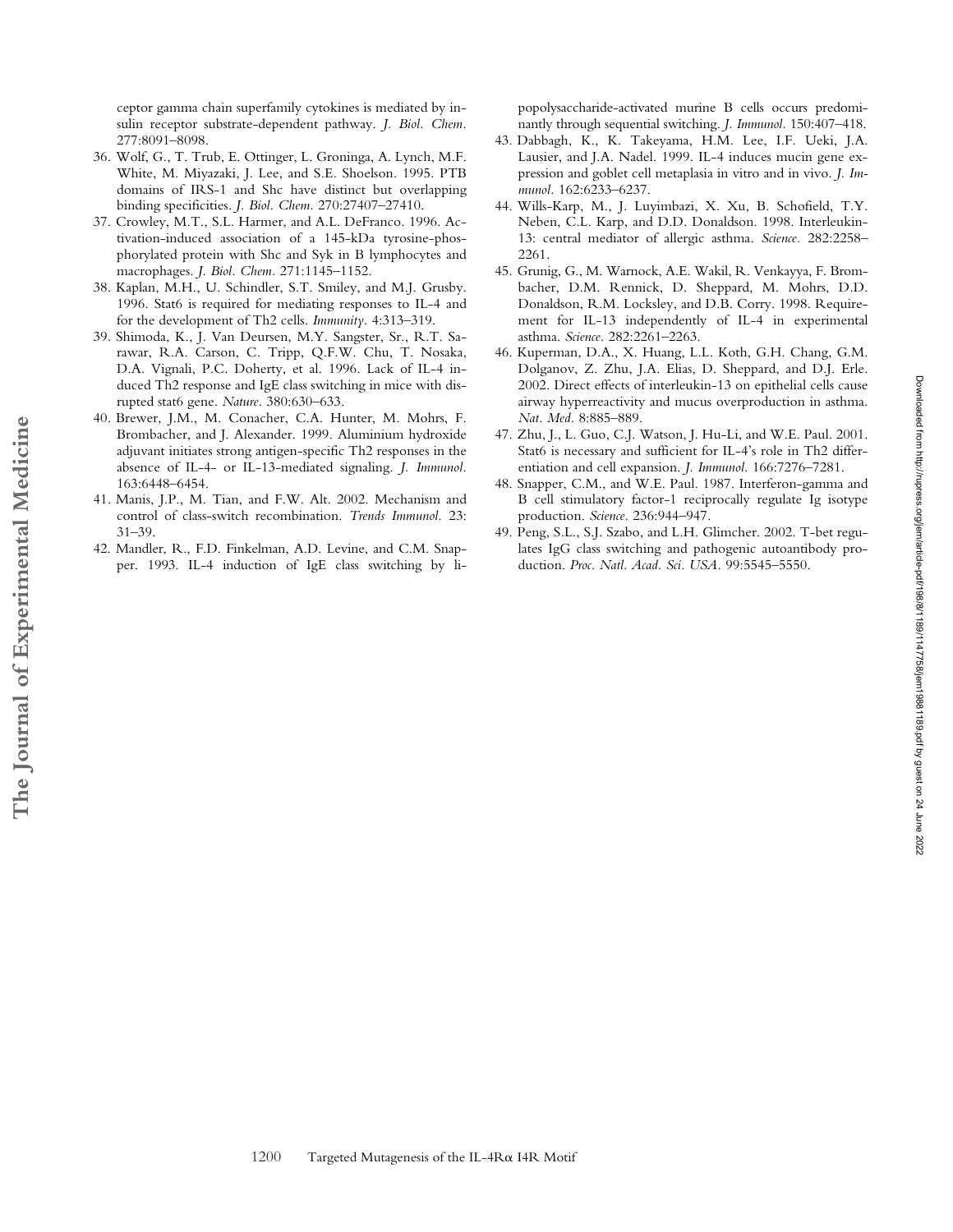ceptor gamma chain superfamily cytokines is mediated by insulin receptor substrate-dependent pathway. *J. Biol. Chem.* 277:8091–8098.

36. Wolf, G., T. Trub, E. Ottinger, L. Groninga, A. Lynch, M.F. White, M. Miyazaki, J. Lee, and S.E. Shoelson. 1995. PTB domains of IRS-1 and Shc have distinct but overlapping binding specificities. *J. Biol. Chem.* 270:27407–27410.
37. Crowley, M.T., S.L. Harmer, and A.L. DeFranco. 1996. Activation-induced association of a 145-kDa tyrosine-phosphorylated protein with Shc and Syk in B lymphocytes and macrophages. *J. Biol. Chem.* 271:1145–1152.
38. Kaplan, M.H., U. Schindler, S.T. Smiley, and M.J. Grusby. 1996. Stat6 is required for mediating responses to IL-4 and for the development of Th2 cells. *Immunity.* 4:313–319.
39. Shimoda, K., J. Van Deursen, M.Y. Sangster, Sr., R.T. Sarawar, R.A. Carson, C. Tripp, Q.F.W. Chu, T. Nosaka, D.A. Vignali, P.C. Doherty, et al. 1996. Lack of IL-4 induced Th2 response and IgE class switching in mice with disrupted stat6 gene. *Nature.* 380:630–633.
40. Brewer, J.M., M. Conacher, C.A. Hunter, M. Mohrs, F. Brombacher, and J. Alexander. 1999. Aluminium hydroxide adjuvant initiates strong antigen-specific Th2 responses in the absence of IL-4- or IL-13-mediated signaling. *J. Immunol.* 163:6448–6454.
41. Manis, J.P., M. Tian, and F.W. Alt. 2002. Mechanism and control of class-switch recombination. *Trends Immunol.* 23: 31–39.
42. Mandler, R., F.D. Finkelman, A.D. Levine, and C.M. Snapper. 1993. IL-4 induction of IgE class switching by lipopolysaccharide-activated murine B cells occurs predominantly through sequential switching. *J. Immunol.* 150:407–418.
43. Dabbagh, K., K. Takeyama, H.M. Lee, I.F. Ueki, J.A. Lausier, and J.A. Nadel. 1999. IL-4 induces mucin gene expression and goblet cell metaplasia in vitro and in vivo. *J. Immunol.* 162:6233–6237.
44. Wills-Karp, M., J. Luyimbazi, X. Xu, B. Schofield, T.Y. Neben, C.L. Karp, and D.D. Donaldson. 1998. Interleukin-13: central mediator of allergic asthma. *Science.* 282:2258–2261.
45. Grunig, G., M. Warnock, A.E. Wakil, R. Venkayya, F. Brombacher, D.M. Rennick, D. Sheppard, M. Mohrs, D.D. Donaldson, R.M. Locksley, and D.B. Corry. 1998. Requirement for IL-13 independently of IL-4 in experimental asthma. *Science.* 282:2261–2263.
46. Kuperman, D.A., X. Huang, L.L. Koth, G.H. Chang, G.M. Dolganov, Z. Zhu, J.A. Elias, D. Sheppard, and D.J. Erle. 2002. Direct effects of interleukin-13 on epithelial cells cause airway hyperreactivity and mucus overproduction in asthma. *Nat. Med.* 8:885–889.
47. Zhu, J., L. Guo, C.J. Watson, J. Hu-Li, and W.E. Paul. 2001. Stat6 is necessary and sufficient for IL-4's role in Th2 differentiation and cell expansion. *J. Immunol.* 166:7276–7281.
48. Snapper, C.M., and W.E. Paul. 1987. Interferon-gamma and B cell stimulatory factor-1 reciprocally regulate Ig isotype production. *Science.* 236:944–947.
49. Peng, S.L., S.J. Szabo, and L.H. Glimcher. 2002. T-bet regulates IgG class switching and pathogenic autoantibody production. *Proc. Natl. Acad. Sci. USA.* 99:5545–5550.